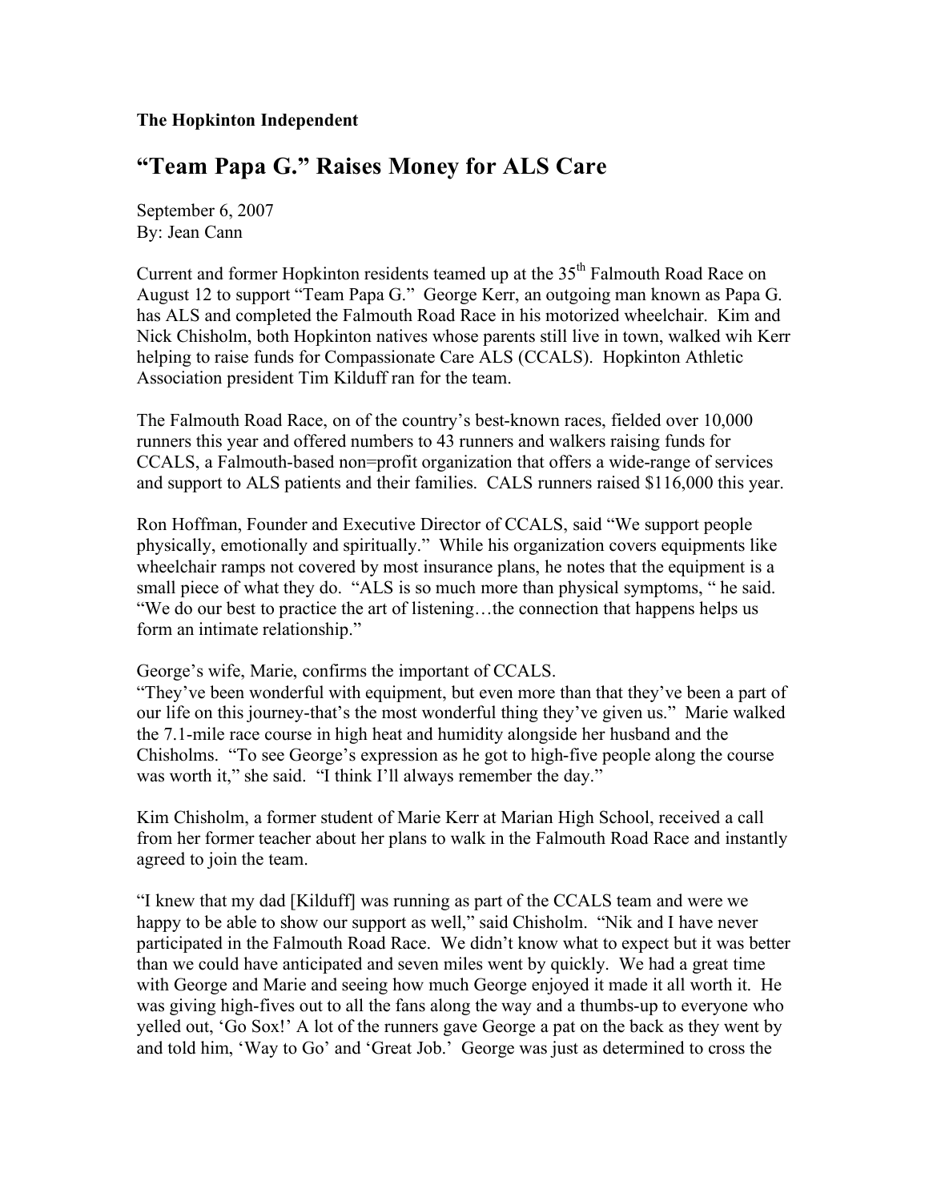**The Hopkinton Independent**

# "Team Papa G." Raises Money for ALS Care

September 6, 2007
By: Jean Cann

Current and former Hopkinton residents teamed up at the 35th Falmouth Road Race on August 12 to support "Team Papa G." George Kerr, an outgoing man known as Papa G. has ALS and completed the Falmouth Road Race in his motorized wheelchair. Kim and Nick Chisholm, both Hopkinton natives whose parents still live in town, walked wih Kerr helping to raise funds for Compassionate Care ALS (CCALS). Hopkinton Athletic Association president Tim Kilduff ran for the team.

The Falmouth Road Race, on of the country's best-known races, fielded over 10,000 runners this year and offered numbers to 43 runners and walkers raising funds for CCALS, a Falmouth-based non=profit organization that offers a wide-range of services and support to ALS patients and their families. CALS runners raised $116,000 this year.

Ron Hoffman, Founder and Executive Director of CCALS, said "We support people physically, emotionally and spiritually." While his organization covers equipments like wheelchair ramps not covered by most insurance plans, he notes that the equipment is a small piece of what they do. "ALS is so much more than physical symptoms, " he said. "We do our best to practice the art of listening…the connection that happens helps us form an intimate relationship."

George's wife, Marie, confirms the important of CCALS.
"They've been wonderful with equipment, but even more than that they've been a part of our life on this journey-that's the most wonderful thing they've given us." Marie walked the 7.1-mile race course in high heat and humidity alongside her husband and the Chisholms. "To see George's expression as he got to high-five people along the course was worth it," she said. "I think I'll always remember the day."

Kim Chisholm, a former student of Marie Kerr at Marian High School, received a call from her former teacher about her plans to walk in the Falmouth Road Race and instantly agreed to join the team.

"I knew that my dad [Kilduff] was running as part of the CCALS team and were we happy to be able to show our support as well," said Chisholm. "Nik and I have never participated in the Falmouth Road Race. We didn't know what to expect but it was better than we could have anticipated and seven miles went by quickly. We had a great time with George and Marie and seeing how much George enjoyed it made it all worth it. He was giving high-fives out to all the fans along the way and a thumbs-up to everyone who yelled out, 'Go Sox!' A lot of the runners gave George a pat on the back as they went by and told him, 'Way to Go' and 'Great Job.' George was just as determined to cross the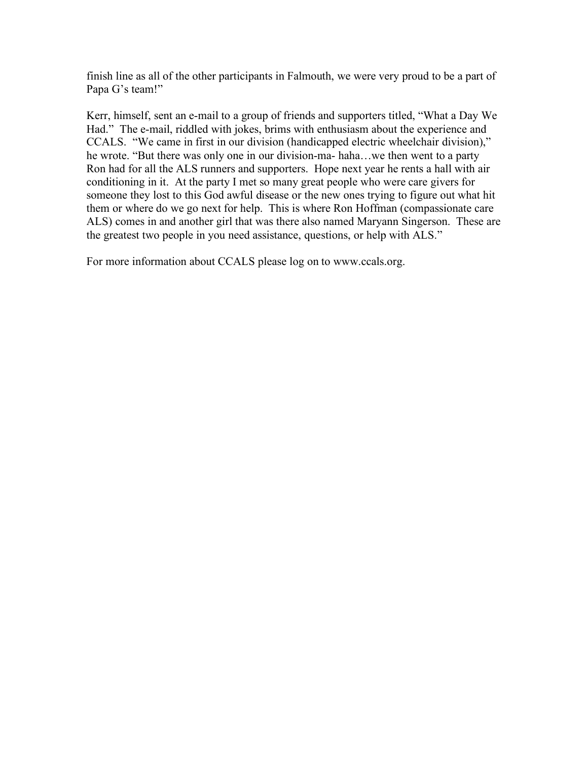finish line as all of the other participants in Falmouth, we were very proud to be a part of Papa G's team!"

Kerr, himself, sent an e-mail to a group of friends and supporters titled, "What a Day We Had." The e-mail, riddled with jokes, brims with enthusiasm about the experience and CCALS. "We came in first in our division (handicapped electric wheelchair division)," he wrote. "But there was only one in our division-ma- haha…we then went to a party Ron had for all the ALS runners and supporters. Hope next year he rents a hall with air conditioning in it. At the party I met so many great people who were care givers for someone they lost to this God awful disease or the new ones trying to figure out what hit them or where do we go next for help. This is where Ron Hoffman (compassionate care ALS) comes in and another girl that was there also named Maryann Singerson. These are the greatest two people in you need assistance, questions, or help with ALS."

For more information about CCALS please log on to www.ccals.org.